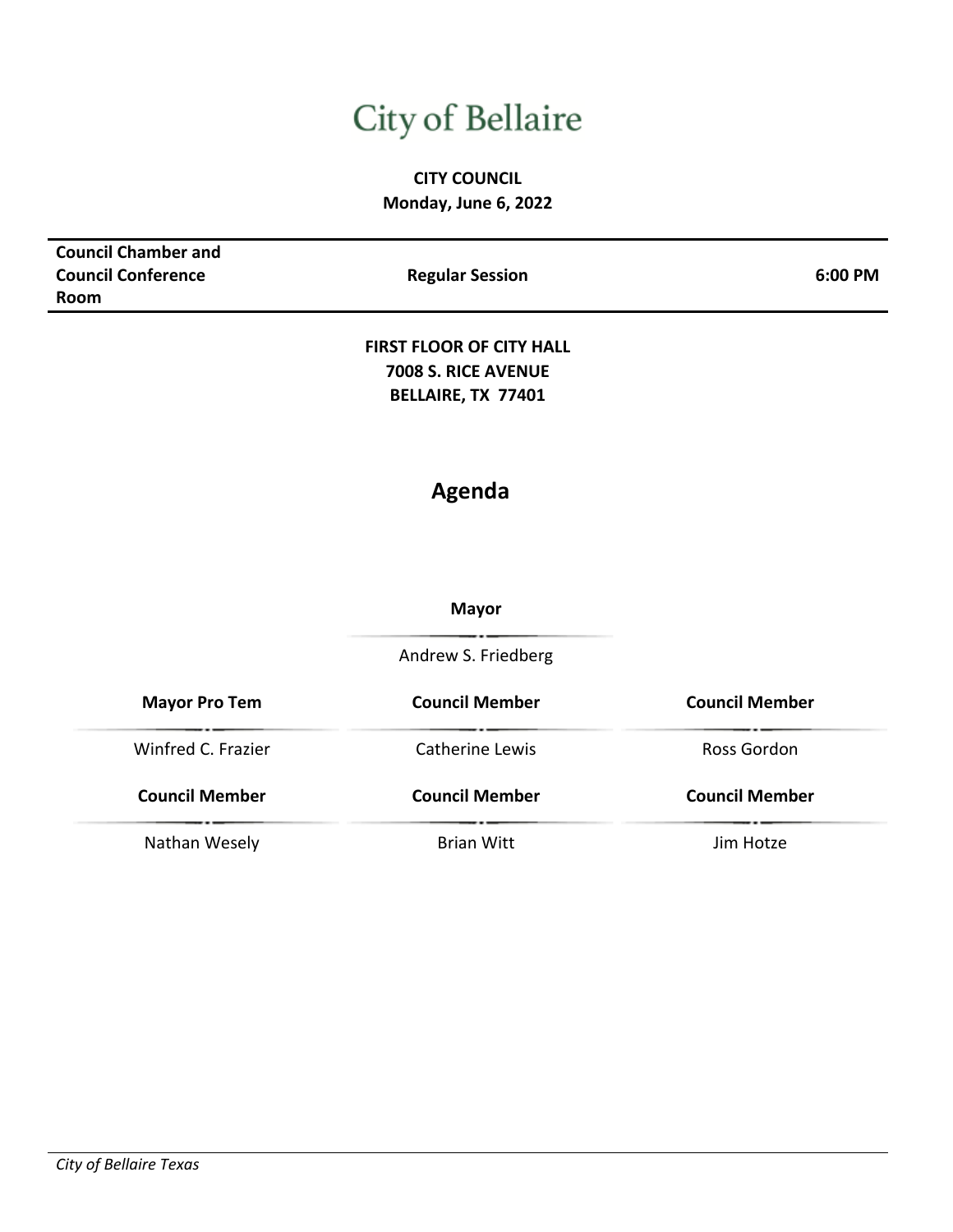# City of Bellaire

**CITY COUNCIL**
**Monday, June 6, 2022**

| Council Chamber and Council Conference Room | Regular Session | 6:00 PM |
|---|---|---|

**FIRST FLOOR OF CITY HALL**
**7008 S. RICE AVENUE**
**BELLAIRE, TX 77401**

## Agenda

**Mayor**

Andrew S. Friedberg

| Mayor Pro Tem | Council Member | Council Member |
|---|---|---|
| Winfred C. Frazier | Catherine Lewis | Ross Gordon |
| **Council Member** | **Council Member** | **Council Member** |
| Nathan Wesely | Brian Witt | Jim Hotze |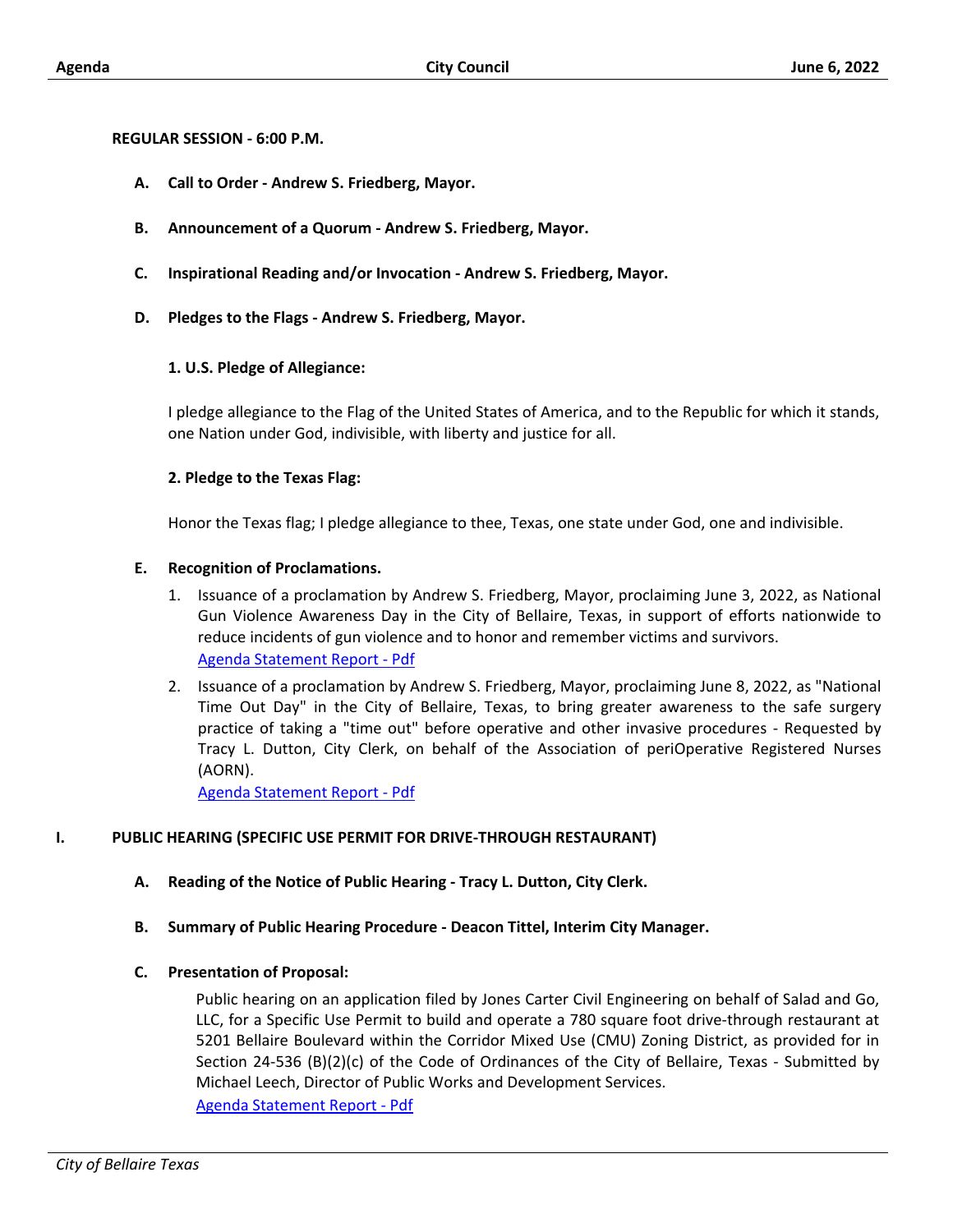**REGULAR SESSION - 6:00 P.M.**

**A. Call to Order - Andrew S. Friedberg, Mayor.**

**B. Announcement of a Quorum - Andrew S. Friedberg, Mayor.**

**C. Inspirational Reading and/or Invocation - Andrew S. Friedberg, Mayor.**

**D. Pledges to the Flags - Andrew S. Friedberg, Mayor.**

**1. U.S. Pledge of Allegiance:**

I pledge allegiance to the Flag of the United States of America, and to the Republic for which it stands, one Nation under God, indivisible, with liberty and justice for all.

**2. Pledge to the Texas Flag:**

Honor the Texas flag; I pledge allegiance to thee, Texas, one state under God, one and indivisible.

**E. Recognition of Proclamations.**

1. Issuance of a proclamation by Andrew S. Friedberg, Mayor, proclaiming June 3, 2022, as National Gun Violence Awareness Day in the City of Bellaire, Texas, in support of efforts nationwide to reduce incidents of gun violence and to honor and remember victims and survivors.
   Agenda Statement Report - Pdf
2. Issuance of a proclamation by Andrew S. Friedberg, Mayor, proclaiming June 8, 2022, as "National Time Out Day" in the City of Bellaire, Texas, to bring greater awareness to the safe surgery practice of taking a "time out" before operative and other invasive procedures - Requested by Tracy L. Dutton, City Clerk, on behalf of the Association of periOperative Registered Nurses (AORN).
   Agenda Statement Report - Pdf

## I. PUBLIC HEARING (SPECIFIC USE PERMIT FOR DRIVE-THROUGH RESTAURANT)

**A. Reading of the Notice of Public Hearing - Tracy L. Dutton, City Clerk.**

**B. Summary of Public Hearing Procedure - Deacon Tittel, Interim City Manager.**

**C. Presentation of Proposal:**

Public hearing on an application filed by Jones Carter Civil Engineering on behalf of Salad and Go, LLC, for a Specific Use Permit to build and operate a 780 square foot drive-through restaurant at 5201 Bellaire Boulevard within the Corridor Mixed Use (CMU) Zoning District, as provided for in Section 24-536 (B)(2)(c) of the Code of Ordinances of the City of Bellaire, Texas - Submitted by Michael Leech, Director of Public Works and Development Services.
Agenda Statement Report - Pdf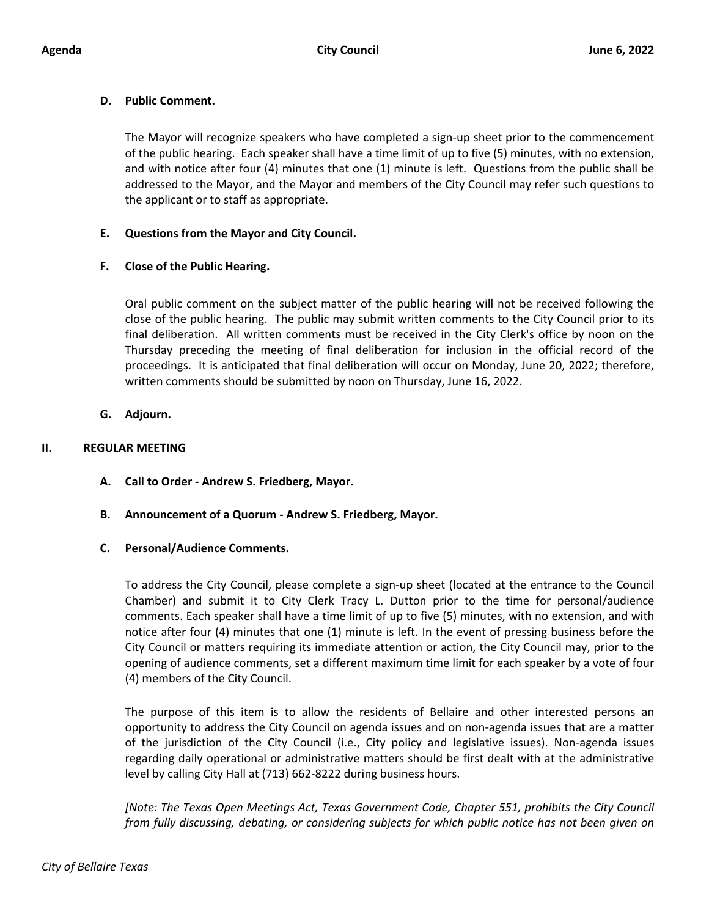**D. Public Comment.**

The Mayor will recognize speakers who have completed a sign-up sheet prior to the commencement of the public hearing. Each speaker shall have a time limit of up to five (5) minutes, with no extension, and with notice after four (4) minutes that one (1) minute is left. Questions from the public shall be addressed to the Mayor, and the Mayor and members of the City Council may refer such questions to the applicant or to staff as appropriate.

**E. Questions from the Mayor and City Council.**

**F. Close of the Public Hearing.**

Oral public comment on the subject matter of the public hearing will not be received following the close of the public hearing. The public may submit written comments to the City Council prior to its final deliberation. All written comments must be received in the City Clerk's office by noon on the Thursday preceding the meeting of final deliberation for inclusion in the official record of the proceedings. It is anticipated that final deliberation will occur on Monday, June 20, 2022; therefore, written comments should be submitted by noon on Thursday, June 16, 2022.

**G. Adjourn.**

## II. REGULAR MEETING

**A. Call to Order - Andrew S. Friedberg, Mayor.**

**B. Announcement of a Quorum - Andrew S. Friedberg, Mayor.**

**C. Personal/Audience Comments.**

To address the City Council, please complete a sign-up sheet (located at the entrance to the Council Chamber) and submit it to City Clerk Tracy L. Dutton prior to the time for personal/audience comments. Each speaker shall have a time limit of up to five (5) minutes, with no extension, and with notice after four (4) minutes that one (1) minute is left. In the event of pressing business before the City Council or matters requiring its immediate attention or action, the City Council may, prior to the opening of audience comments, set a different maximum time limit for each speaker by a vote of four (4) members of the City Council.

The purpose of this item is to allow the residents of Bellaire and other interested persons an opportunity to address the City Council on agenda issues and on non-agenda issues that are a matter of the jurisdiction of the City Council (i.e., City policy and legislative issues). Non-agenda issues regarding daily operational or administrative matters should be first dealt with at the administrative level by calling City Hall at (713) 662-8222 during business hours.

*[Note: The Texas Open Meetings Act, Texas Government Code, Chapter 551, prohibits the City Council from fully discussing, debating, or considering subjects for which public notice has not been given on*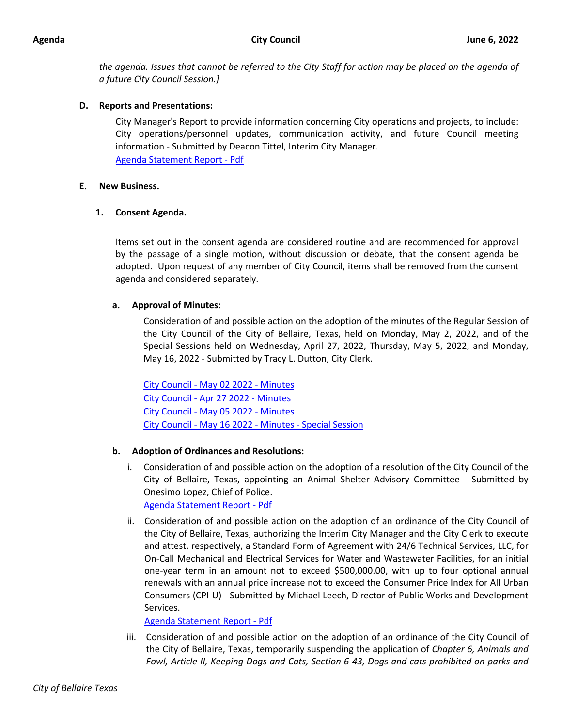*the agenda. Issues that cannot be referred to the City Staff for action may be placed on the agenda of a future City Council Session.]*

**D. Reports and Presentations:**

City Manager's Report to provide information concerning City operations and projects, to include: City operations/personnel updates, communication activity, and future Council meeting information - Submitted by Deacon Tittel, Interim City Manager.

Agenda Statement Report - Pdf

**E. New Business.**

**1. Consent Agenda.**

Items set out in the consent agenda are considered routine and are recommended for approval by the passage of a single motion, without discussion or debate, that the consent agenda be adopted. Upon request of any member of City Council, items shall be removed from the consent agenda and considered separately.

**a. Approval of Minutes:**

Consideration of and possible action on the adoption of the minutes of the Regular Session of the City Council of the City of Bellaire, Texas, held on Monday, May 2, 2022, and of the Special Sessions held on Wednesday, April 27, 2022, Thursday, May 5, 2022, and Monday, May 16, 2022 - Submitted by Tracy L. Dutton, City Clerk.

City Council - May 02 2022 - Minutes
City Council - Apr 27 2022 - Minutes
City Council - May 05 2022 - Minutes
City Council - May 16 2022 - Minutes - Special Session

**b. Adoption of Ordinances and Resolutions:**

i. Consideration of and possible action on the adoption of a resolution of the City Council of the City of Bellaire, Texas, appointing an Animal Shelter Advisory Committee - Submitted by Onesimo Lopez, Chief of Police.
Agenda Statement Report - Pdf

ii. Consideration of and possible action on the adoption of an ordinance of the City Council of the City of Bellaire, Texas, authorizing the Interim City Manager and the City Clerk to execute and attest, respectively, a Standard Form of Agreement with 24/6 Technical Services, LLC, for On-Call Mechanical and Electrical Services for Water and Wastewater Facilities, for an initial one-year term in an amount not to exceed $500,000.00, with up to four optional annual renewals with an annual price increase not to exceed the Consumer Price Index for All Urban Consumers (CPI-U) - Submitted by Michael Leech, Director of Public Works and Development Services.
Agenda Statement Report - Pdf

iii. Consideration of and possible action on the adoption of an ordinance of the City Council of the City of Bellaire, Texas, temporarily suspending the application of *Chapter 6, Animals and Fowl, Article II, Keeping Dogs and Cats, Section 6-43, Dogs and cats prohibited on parks and*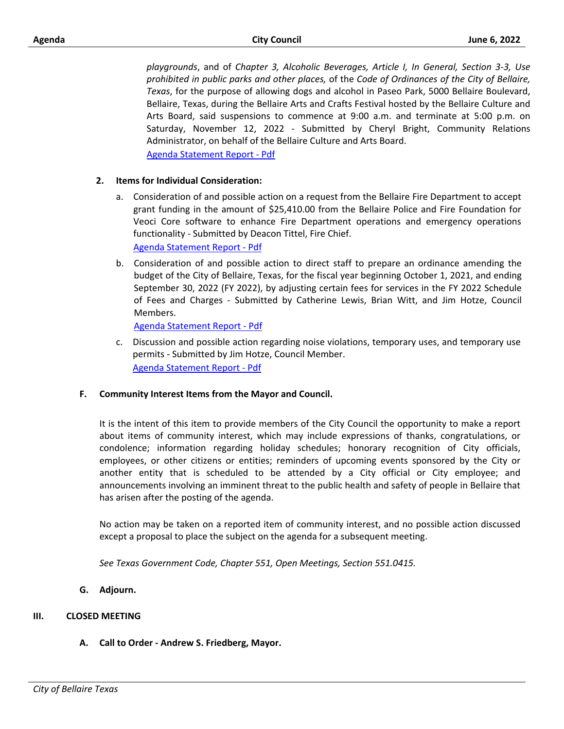*playgrounds*, and of *Chapter 3, Alcoholic Beverages, Article I, In General, Section 3-3, Use prohibited in public parks and other places,* of the *Code of Ordinances of the City of Bellaire, Texas*, for the purpose of allowing dogs and alcohol in Paseo Park, 5000 Bellaire Boulevard, Bellaire, Texas, during the Bellaire Arts and Crafts Festival hosted by the Bellaire Culture and Arts Board, said suspensions to commence at 9:00 a.m. and terminate at 5:00 p.m. on Saturday, November 12, 2022 - Submitted by Cheryl Bright, Community Relations Administrator, on behalf of the Bellaire Culture and Arts Board.
Agenda Statement Report - Pdf

**2. Items for Individual Consideration:**

a. Consideration of and possible action on a request from the Bellaire Fire Department to accept grant funding in the amount of $25,410.00 from the Bellaire Police and Fire Foundation for Veoci Core software to enhance Fire Department operations and emergency operations functionality - Submitted by Deacon Tittel, Fire Chief.
Agenda Statement Report - Pdf

b. Consideration of and possible action to direct staff to prepare an ordinance amending the budget of the City of Bellaire, Texas, for the fiscal year beginning October 1, 2021, and ending September 30, 2022 (FY 2022), by adjusting certain fees for services in the FY 2022 Schedule of Fees and Charges - Submitted by Catherine Lewis, Brian Witt, and Jim Hotze, Council Members.
Agenda Statement Report - Pdf

c. Discussion and possible action regarding noise violations, temporary uses, and temporary use permits - Submitted by Jim Hotze, Council Member.
Agenda Statement Report - Pdf

**F. Community Interest Items from the Mayor and Council.**

It is the intent of this item to provide members of the City Council the opportunity to make a report about items of community interest, which may include expressions of thanks, congratulations, or condolence; information regarding holiday schedules; honorary recognition of City officials, employees, or other citizens or entities; reminders of upcoming events sponsored by the City or another entity that is scheduled to be attended by a City official or City employee; and announcements involving an imminent threat to the public health and safety of people in Bellaire that has arisen after the posting of the agenda.

No action may be taken on a reported item of community interest, and no possible action discussed except a proposal to place the subject on the agenda for a subsequent meeting.

*See Texas Government Code, Chapter 551, Open Meetings, Section 551.0415.*

**G. Adjourn.**

## III. CLOSED MEETING

**A. Call to Order - Andrew S. Friedberg, Mayor.**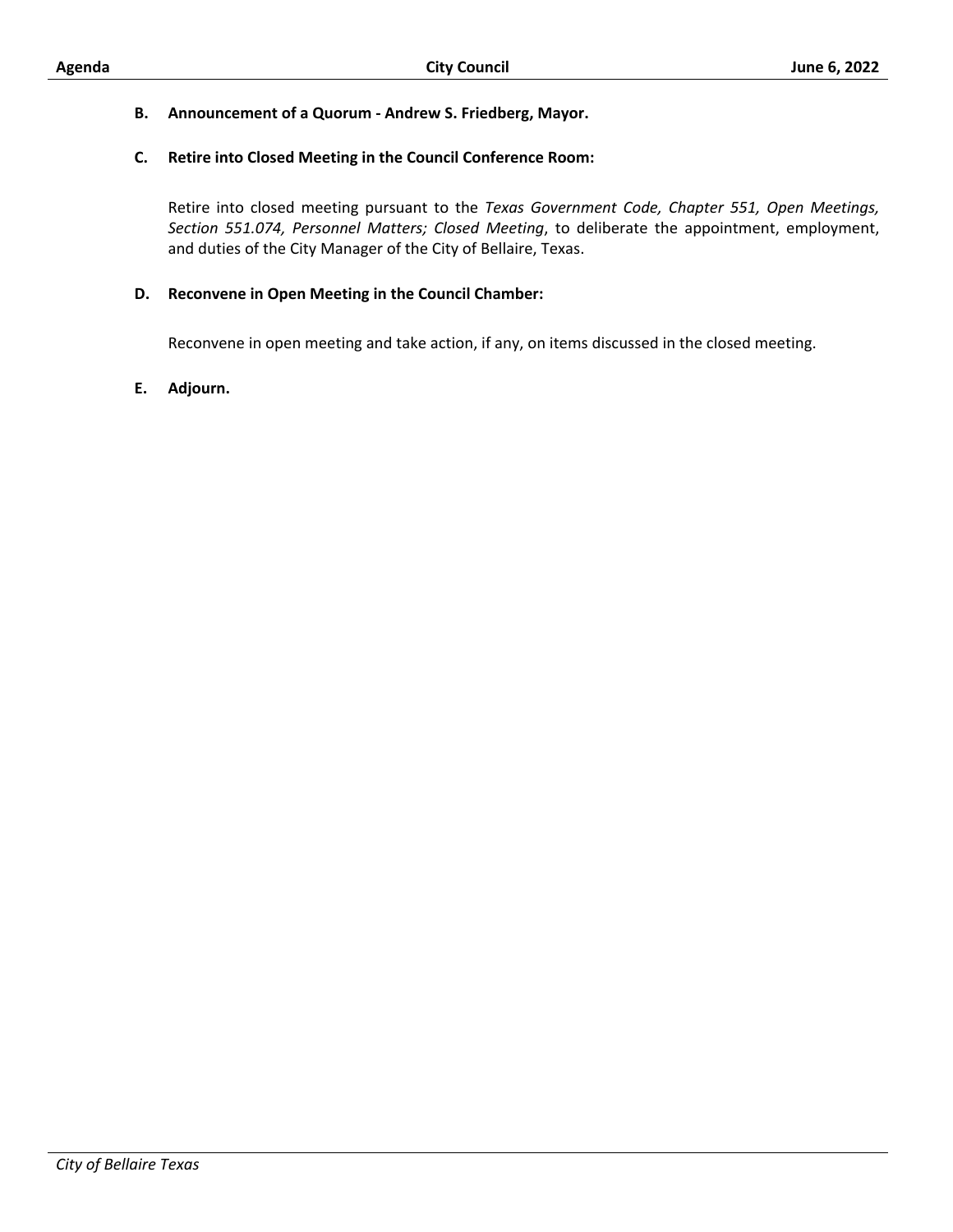**B. Announcement of a Quorum - Andrew S. Friedberg, Mayor.**

**C. Retire into Closed Meeting in the Council Conference Room:**

Retire into closed meeting pursuant to the *Texas Government Code, Chapter 551, Open Meetings, Section 551.074, Personnel Matters; Closed Meeting*, to deliberate the appointment, employment, and duties of the City Manager of the City of Bellaire, Texas.

**D. Reconvene in Open Meeting in the Council Chamber:**

Reconvene in open meeting and take action, if any, on items discussed in the closed meeting.

**E. Adjourn.**